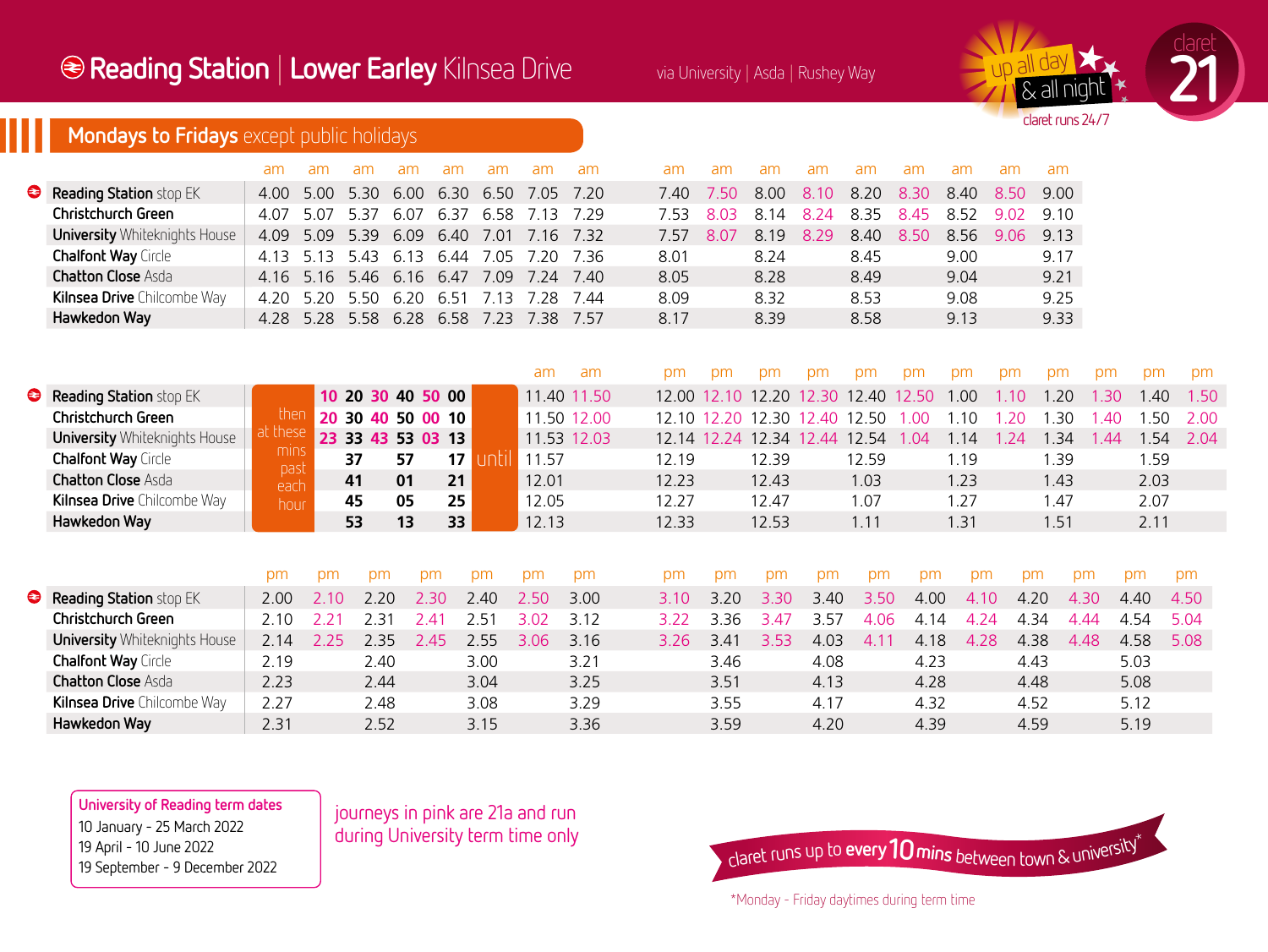# Reading Station | Lower Earley Kilnsea Drive

via University | Asda | Rushey Way

up all day & all night — claret runs 24/7

claret 21

## Mondays to Fridays except public holidays

| | am | am | am | am | am | am | am | am | am | am | am | am | am | am | am | am | am |
|---|---|---|---|---|---|---|---|---|---|---|---|---|---|---|---|---|---|
| Reading Station stop EK | 4.00 | 5.00 | 5.30 | 6.00 | 6.30 | 6.50 | 7.05 | 7.20 | 7.40 | 7.50 | 8.00 | 8.10 | 8.20 | 8.30 | 8.40 | 8.50 | 9.00 |
| Christchurch Green | 4.07 | 5.07 | 5.37 | 6.07 | 6.37 | 6.58 | 7.13 | 7.29 | 7.53 | 8.03 | 8.14 | 8.24 | 8.35 | 8.45 | 8.52 | 9.02 | 9.10 |
| University Whiteknights House | 4.09 | 5.09 | 5.39 | 6.09 | 6.40 | 7.01 | 7.16 | 7.32 | 7.57 | 8.07 | 8.19 | 8.29 | 8.40 | 8.50 | 8.56 | 9.06 | 9.13 |
| Chalfont Way Circle | 4.13 | 5.13 | 5.43 | 6.13 | 6.44 | 7.05 | 7.20 | 7.36 | 8.01 | | 8.24 | | 8.45 | | 9.00 | | 9.17 |
| Chatton Close Asda | 4.16 | 5.16 | 5.46 | 6.16 | 6.47 | 7.09 | 7.24 | 7.40 | 8.05 | | 8.28 | | 8.49 | | 9.04 | | 9.21 |
| Kilnsea Drive Chilcombe Way | 4.20 | 5.20 | 5.50 | 6.20 | 6.51 | 7.13 | 7.28 | 7.44 | 8.09 | | 8.32 | | 8.53 | | 9.08 | | 9.25 |
| Hawkedon Way | 4.28 | 5.28 | 5.58 | 6.28 | 6.58 | 7.23 | 7.38 | 7.57 | 8.17 | | 8.39 | | 8.58 | | 9.13 | | 9.33 |

| | | | | | | | | | am | am | pm | pm | pm | pm | pm | pm | pm | pm | pm | pm | pm | pm |
|---|---|---|---|---|---|---|---|---|---|---|---|---|---|---|---|---|---|---|---|---|---|---|
| Reading Station stop EK | then at these mins past each hour | 10 | 20 | 30 | 40 | 50 | 00 | until | 11.40 | 11.50 | 12.00 | 12.10 | 12.20 | 12.30 | 12.40 | 12.50 | 1.00 | 1.10 | 1.20 | 1.30 | 1.40 | 1.50 |
| Christchurch Green | | 20 | 30 | 40 | 50 | 00 | 10 | | 11.50 | 12.00 | 12.10 | 12.20 | 12.30 | 12.40 | 12.50 | 1.00 | 1.10 | 1.20 | 1.30 | 1.40 | 1.50 | 2.00 |
| University Whiteknights House | | 23 | 33 | 43 | 53 | 03 | 13 | | 11.53 | 12.03 | 12.14 | 12.24 | 12.34 | 12.44 | 12.54 | 1.04 | 1.14 | 1.24 | 1.34 | 1.44 | 1.54 | 2.04 |
| Chalfont Way Circle | | | 37 | | 57 | | 17 | | 11.57 | | 12.19 | | 12.39 | | 12.59 | | 1.19 | | 1.39 | | 1.59 | |
| Chatton Close Asda | | | 41 | | 01 | | 21 | | 12.01 | | 12.23 | | 12.43 | | 1.03 | | 1.23 | | 1.43 | | 2.03 | |
| Kilnsea Drive Chilcombe Way | | | 45 | | 05 | | 25 | | 12.05 | | 12.27 | | 12.47 | | 1.07 | | 1.27 | | 1.47 | | 2.07 | |
| Hawkedon Way | | | 53 | | 13 | | 33 | | 12.13 | | 12.33 | | 12.53 | | 1.11 | | 1.31 | | 1.51 | | 2.11 | |

| | pm | pm | pm | pm | pm | pm | pm | pm | pm | pm | pm | pm | pm | pm | pm | pm | pm | pm |
|---|---|---|---|---|---|---|---|---|---|---|---|---|---|---|---|---|---|---|
| Reading Station stop EK | 2.00 | 2.10 | 2.20 | 2.30 | 2.40 | 2.50 | 3.00 | 3.10 | 3.20 | 3.30 | 3.40 | 3.50 | 4.00 | 4.10 | 4.20 | 4.30 | 4.40 | 4.50 |
| Christchurch Green | 2.10 | 2.21 | 2.31 | 2.41 | 2.51 | 3.02 | 3.12 | 3.22 | 3.36 | 3.47 | 3.57 | 4.06 | 4.14 | 4.24 | 4.34 | 4.44 | 4.54 | 5.04 |
| University Whiteknights House | 2.14 | 2.25 | 2.35 | 2.45 | 2.55 | 3.06 | 3.16 | 3.26 | 3.41 | 3.53 | 4.03 | 4.11 | 4.18 | 4.28 | 4.38 | 4.48 | 4.58 | 5.08 |
| Chalfont Way Circle | 2.19 | | 2.40 | | 3.00 | | 3.21 | | 3.46 | | 4.08 | | 4.23 | | 4.43 | | 5.03 | |
| Chatton Close Asda | 2.23 | | 2.44 | | 3.04 | | 3.25 | | 3.51 | | 4.13 | | 4.28 | | 4.48 | | 5.08 | |
| Kilnsea Drive Chilcombe Way | 2.27 | | 2.48 | | 3.08 | | 3.29 | | 3.55 | | 4.17 | | 4.32 | | 4.52 | | 5.12 | |
| Hawkedon Way | 2.31 | | 2.52 | | 3.15 | | 3.36 | | 3.59 | | 4.20 | | 4.39 | | 4.59 | | 5.19 | |

**University of Reading term dates**
10 January - 25 March 2022
19 April - 10 June 2022
19 September - 9 December 2022

journeys in pink are 21a and run during University term time only

claret runs up to **every 10 mins** between town & university*

*Monday - Friday daytimes during term time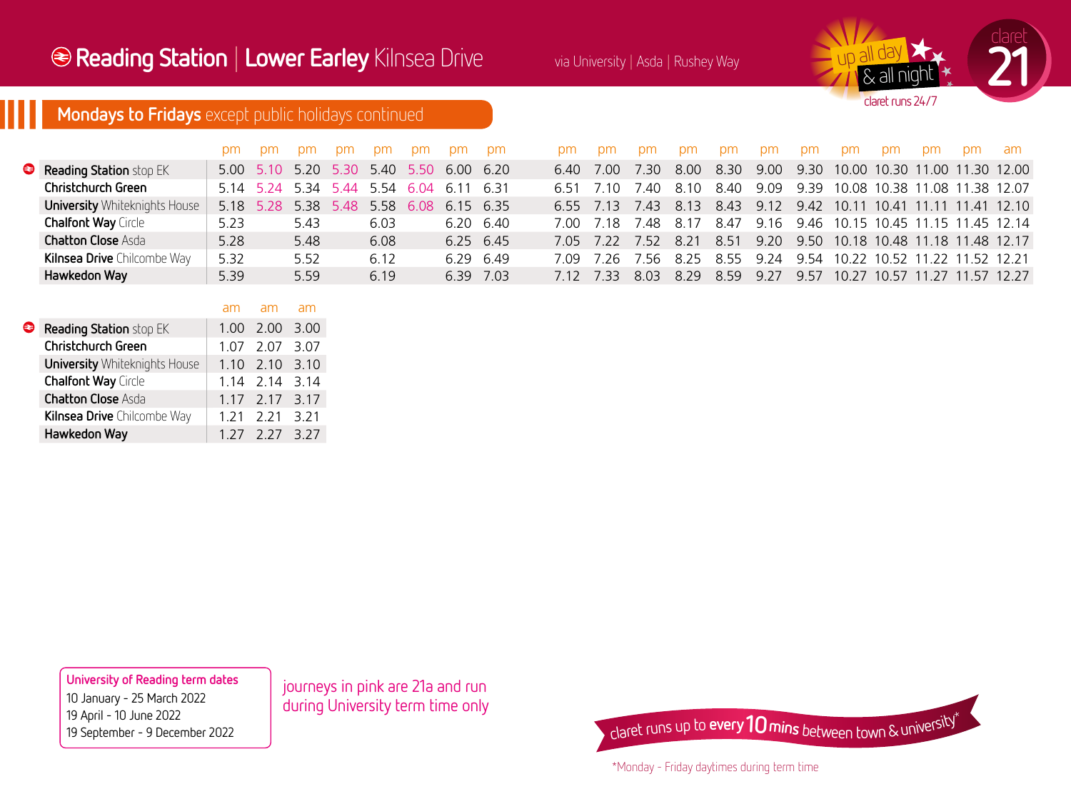# Reading Station | Lower Earley Kilnsea Drive

via University | Asda | Rushey Way

up all day & all night — claret runs 24/7

claret 21

## Mondays to Fridays except public holidays continued

| | pm | pm | pm | pm | pm | pm | pm | pm | pm | pm | pm | pm | pm | pm | pm | pm | pm | pm | pm | am |
|---|---|---|---|---|---|---|---|---|---|---|---|---|---|---|---|---|---|---|---|---|
| **Reading Station** stop EK | 5.00 | 5.10 | 5.20 | 5.30 | 5.40 | 5.50 | 6.00 | 6.20 | 6.40 | 7.00 | 7.30 | 8.00 | 8.30 | 9.00 | 9.30 | 10.00 | 10.30 | 11.00 | 11.30 | 12.00 |
| **Christchurch Green** | 5.14 | 5.24 | 5.34 | 5.44 | 5.54 | 6.04 | 6.11 | 6.31 | 6.51 | 7.10 | 7.40 | 8.10 | 8.40 | 9.09 | 9.39 | 10.08 | 10.38 | 11.08 | 11.38 | 12.07 |
| **University** Whiteknights House | 5.18 | 5.28 | 5.38 | 5.48 | 5.58 | 6.08 | 6.15 | 6.35 | 6.55 | 7.13 | 7.43 | 8.13 | 8.43 | 9.12 | 9.42 | 10.11 | 10.41 | 11.11 | 11.41 | 12.10 |
| **Chalfont Way** Circle | 5.23 | | 5.43 | | 6.03 | | 6.20 | 6.40 | 7.00 | 7.18 | 7.48 | 8.17 | 8.47 | 9.16 | 9.46 | 10.15 | 10.45 | 11.15 | 11.45 | 12.14 |
| **Chatton Close** Asda | 5.28 | | 5.48 | | 6.08 | | 6.25 | 6.45 | 7.05 | 7.22 | 7.52 | 8.21 | 8.51 | 9.20 | 9.50 | 10.18 | 10.48 | 11.18 | 11.48 | 12.17 |
| **Kilnsea Drive** Chilcombe Way | 5.32 | | 5.52 | | 6.12 | | 6.29 | 6.49 | 7.09 | 7.26 | 7.56 | 8.25 | 8.55 | 9.24 | 9.54 | 10.22 | 10.52 | 11.22 | 11.52 | 12.21 |
| **Hawkedon Way** | 5.39 | | 5.59 | | 6.19 | | 6.39 | 7.03 | 7.12 | 7.33 | 8.03 | 8.29 | 8.59 | 9.27 | 9.57 | 10.27 | 10.57 | 11.27 | 11.57 | 12.27 |

| | am | am | am |
|---|---|---|---|
| **Reading Station** stop EK | 1.00 | 2.00 | 3.00 |
| **Christchurch Green** | 1.07 | 2.07 | 3.07 |
| **University** Whiteknights House | 1.10 | 2.10 | 3.10 |
| **Chalfont Way** Circle | 1.14 | 2.14 | 3.14 |
| **Chatton Close** Asda | 1.17 | 2.17 | 3.17 |
| **Kilnsea Drive** Chilcombe Way | 1.21 | 2.21 | 3.21 |
| **Hawkedon Way** | 1.27 | 2.27 | 3.27 |

**University of Reading term dates**
10 January - 25 March 2022
19 April - 10 June 2022
19 September - 9 December 2022

journeys in pink are 21a and run during University term time only

claret runs up to **every 10 mins** between town & university*

*Monday - Friday daytimes during term time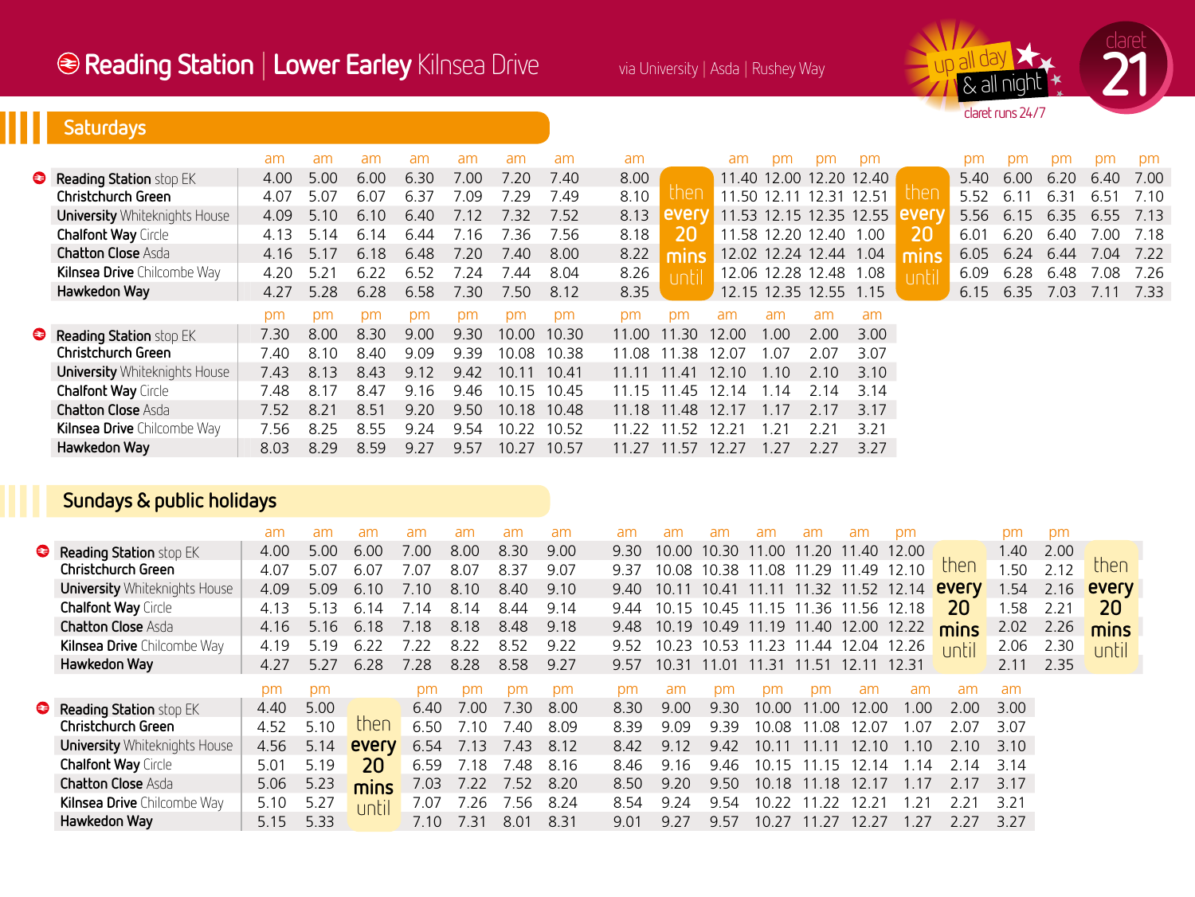# Reading Station | Lower Earley Kilnsea Drive

via University | Asda | Rushey Way

up all day & all night — claret runs 24/7

claret 21

## Saturdays

| | am | am | am | am | am | am | am | am | | am | pm | pm | pm | | pm | pm | pm | pm | pm |
|---|---|---|---|---|---|---|---|---|---|---|---|---|---|---|---|---|---|---|---|
| **Reading Station** stop EK | 4.00 | 5.00 | 6.00 | 6.30 | 7.00 | 7.20 | 7.40 | 8.00 | then every 20 mins until | 11.40 | 12.00 | 12.20 | 12.40 | then every 20 mins until | 5.40 | 6.00 | 6.20 | 6.40 | 7.00 |
| **Christchurch Green** | 4.07 | 5.07 | 6.07 | 6.37 | 7.09 | 7.29 | 7.49 | 8.10 | | 11.50 | 12.11 | 12.31 | 12.51 | | 5.52 | 6.11 | 6.31 | 6.51 | 7.10 |
| **University** Whiteknights House | 4.09 | 5.10 | 6.10 | 6.40 | 7.12 | 7.32 | 7.52 | 8.13 | | 11.53 | 12.15 | 12.35 | 12.55 | | 5.56 | 6.15 | 6.35 | 6.55 | 7.13 |
| **Chalfont Way** Circle | 4.13 | 5.14 | 6.14 | 6.44 | 7.16 | 7.36 | 7.56 | 8.18 | | 11.58 | 12.20 | 12.40 | 1.00 | | 6.01 | 6.20 | 6.40 | 7.00 | 7.18 |
| **Chatton Close** Asda | 4.16 | 5.17 | 6.18 | 6.48 | 7.20 | 7.40 | 8.00 | 8.22 | | 12.02 | 12.24 | 12.44 | 1.04 | | 6.05 | 6.24 | 6.44 | 7.04 | 7.22 |
| **Kilnsea Drive** Chilcombe Way | 4.20 | 5.21 | 6.22 | 6.52 | 7.24 | 7.44 | 8.04 | 8.26 | | 12.06 | 12.28 | 12.48 | 1.08 | | 6.09 | 6.28 | 6.48 | 7.08 | 7.26 |
| **Hawkedon Way** | 4.27 | 5.28 | 6.28 | 6.58 | 7.30 | 7.50 | 8.12 | 8.35 | | 12.15 | 12.35 | 12.55 | 1.15 | | 6.15 | 6.35 | 7.03 | 7.11 | 7.33 |

| | pm | pm | pm | pm | pm | pm | pm | pm | pm | am | am | am | am |
|---|---|---|---|---|---|---|---|---|---|---|---|---|---|
| **Reading Station** stop EK | 7.30 | 8.00 | 8.30 | 9.00 | 9.30 | 10.00 | 10.30 | 11.00 | 11.30 | 12.00 | 1.00 | 2.00 | 3.00 |
| **Christchurch Green** | 7.40 | 8.10 | 8.40 | 9.09 | 9.39 | 10.08 | 10.38 | 11.08 | 11.38 | 12.07 | 1.07 | 2.07 | 3.07 |
| **University** Whiteknights House | 7.43 | 8.13 | 8.43 | 9.12 | 9.42 | 10.11 | 10.41 | 11.11 | 11.41 | 12.10 | 1.10 | 2.10 | 3.10 |
| **Chalfont Way** Circle | 7.48 | 8.17 | 8.47 | 9.16 | 9.46 | 10.15 | 10.45 | 11.15 | 11.45 | 12.14 | 1.14 | 2.14 | 3.14 |
| **Chatton Close** Asda | 7.52 | 8.21 | 8.51 | 9.20 | 9.50 | 10.18 | 10.48 | 11.18 | 11.48 | 12.17 | 1.17 | 2.17 | 3.17 |
| **Kilnsea Drive** Chilcombe Way | 7.56 | 8.25 | 8.55 | 9.24 | 9.54 | 10.22 | 10.52 | 11.22 | 11.52 | 12.21 | 1.21 | 2.21 | 3.21 |
| **Hawkedon Way** | 8.03 | 8.29 | 8.59 | 9.27 | 9.57 | 10.27 | 10.57 | 11.27 | 11.57 | 12.27 | 1.27 | 2.27 | 3.27 |

## Sundays & public holidays

| | am | am | am | am | am | am | am | am | am | am | am | am | am | pm | | pm | pm | |
|---|---|---|---|---|---|---|---|---|---|---|---|---|---|---|---|---|---|---|
| **Reading Station** stop EK | 4.00 | 5.00 | 6.00 | 7.00 | 8.00 | 8.30 | 9.00 | 9.30 | 10.00 | 10.30 | 11.00 | 11.20 | 11.40 | 12.00 | then every 20 mins until | 1.40 | 2.00 | then every 20 mins until |
| **Christchurch Green** | 4.07 | 5.07 | 6.07 | 7.07 | 8.07 | 8.37 | 9.07 | 9.37 | 10.08 | 10.38 | 11.08 | 11.29 | 11.49 | 12.10 | | 1.50 | 2.12 | |
| **University** Whiteknights House | 4.09 | 5.09 | 6.10 | 7.10 | 8.10 | 8.40 | 9.10 | 9.40 | 10.11 | 10.41 | 11.11 | 11.32 | 11.52 | 12.14 | | 1.54 | 2.16 | |
| **Chalfont Way** Circle | 4.13 | 5.13 | 6.14 | 7.14 | 8.14 | 8.44 | 9.14 | 9.44 | 10.15 | 10.45 | 11.15 | 11.36 | 11.56 | 12.18 | | 1.58 | 2.21 | |
| **Chatton Close** Asda | 4.16 | 5.16 | 6.18 | 7.18 | 8.18 | 8.48 | 9.18 | 9.48 | 10.19 | 10.49 | 11.19 | 11.40 | 12.00 | 12.22 | | 2.02 | 2.26 | |
| **Kilnsea Drive** Chilcombe Way | 4.19 | 5.19 | 6.22 | 7.22 | 8.22 | 8.52 | 9.22 | 9.52 | 10.23 | 10.53 | 11.23 | 11.44 | 12.04 | 12.26 | | 2.06 | 2.30 | |
| **Hawkedon Way** | 4.27 | 5.27 | 6.28 | 7.28 | 8.28 | 8.58 | 9.27 | 9.57 | 10.31 | 11.01 | 11.31 | 11.51 | 12.11 | 12.31 | | 2.11 | 2.35 | |

| | pm | pm | | pm | pm | pm | pm | pm | pm | pm | pm | pm | am | am | am | am |
|---|---|---|---|---|---|---|---|---|---|---|---|---|---|---|---|---|
| **Reading Station** stop EK | 4.40 | 5.00 | then every 20 mins until | 6.40 | 7.00 | 7.30 | 8.00 | 8.30 | 9.00 | 9.30 | 10.00 | 11.00 | 12.00 | 1.00 | 2.00 | 3.00 |
| **Christchurch Green** | 4.52 | 5.10 | | 6.50 | 7.10 | 7.40 | 8.09 | 8.39 | 9.09 | 9.39 | 10.08 | 11.08 | 12.07 | 1.07 | 2.07 | 3.07 |
| **University** Whiteknights House | 4.56 | 5.14 | | 6.54 | 7.13 | 7.43 | 8.12 | 8.42 | 9.12 | 9.42 | 10.11 | 11.11 | 12.10 | 1.10 | 2.10 | 3.10 |
| **Chalfont Way** Circle | 5.01 | 5.19 | | 6.59 | 7.18 | 7.48 | 8.16 | 8.46 | 9.16 | 9.46 | 10.15 | 11.15 | 12.14 | 1.14 | 2.14 | 3.14 |
| **Chatton Close** Asda | 5.06 | 5.23 | | 7.03 | 7.22 | 7.52 | 8.20 | 8.50 | 9.20 | 9.50 | 10.18 | 11.18 | 12.17 | 1.17 | 2.17 | 3.17 |
| **Kilnsea Drive** Chilcombe Way | 5.10 | 5.27 | | 7.07 | 7.26 | 7.56 | 8.24 | 8.54 | 9.24 | 9.54 | 10.22 | 11.22 | 12.21 | 1.21 | 2.21 | 3.21 |
| **Hawkedon Way** | 5.15 | 5.33 | | 7.10 | 7.31 | 8.01 | 8.31 | 9.01 | 9.27 | 9.57 | 10.27 | 11.27 | 12.27 | 1.27 | 2.27 | 3.27 |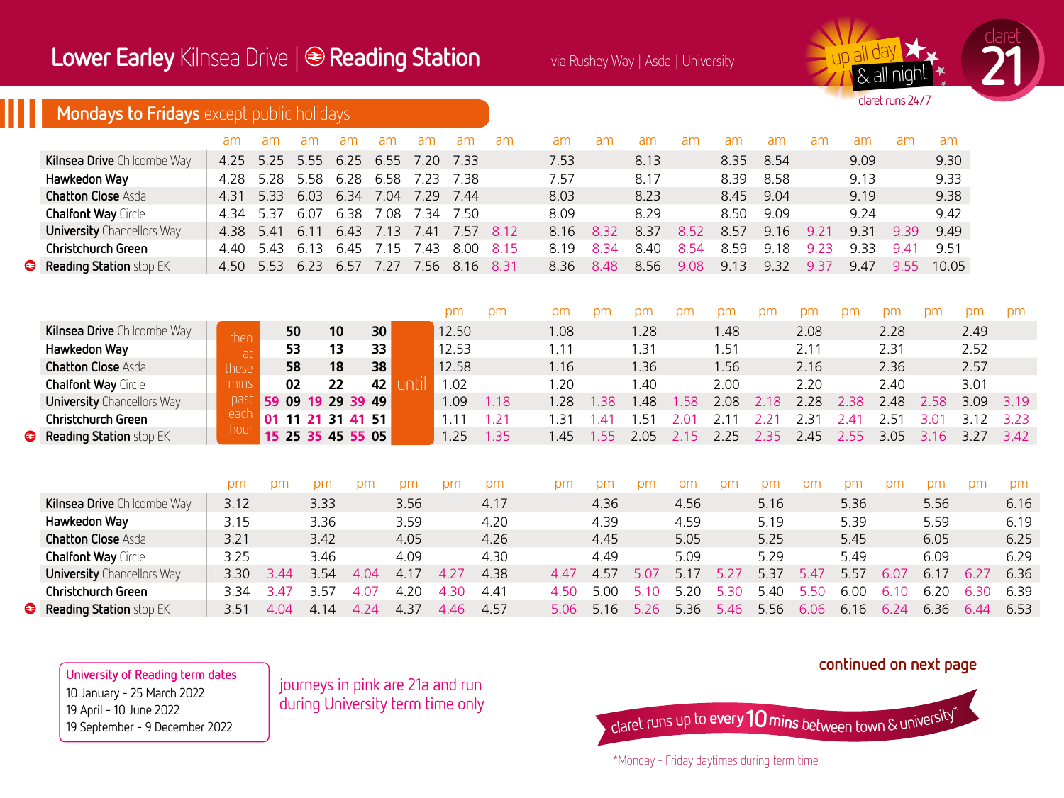# Lower Earley Kilnsea Drive | Reading Station

via Rushey Way | Asda | University

up all day & all night — claret runs 24/7

claret 21

## Mondays to Fridays except public holidays

| | am | am | am | am | am | am | am | am | am | am | am | am | am | am | am | am | am | am |
|---|---|---|---|---|---|---|---|---|---|---|---|---|---|---|---|---|---|---|
| Kilnsea Drive Chilcombe Way | 4.25 | 5.25 | 5.55 | 6.25 | 6.55 | 7.20 | 7.33 | | 7.53 | | 8.13 | | 8.35 | 8.54 | | 9.09 | | 9.30 |
| Hawkedon Way | 4.28 | 5.28 | 5.58 | 6.28 | 6.58 | 7.23 | 7.38 | | 7.57 | | 8.17 | | 8.39 | 8.58 | | 9.13 | | 9.33 |
| Chatton Close Asda | 4.31 | 5.33 | 6.03 | 6.34 | 7.04 | 7.29 | 7.44 | | 8.03 | | 8.23 | | 8.45 | 9.04 | | 9.19 | | 9.38 |
| Chalfont Way Circle | 4.34 | 5.37 | 6.07 | 6.38 | 7.08 | 7.34 | 7.50 | | 8.09 | | 8.29 | | 8.50 | 9.09 | | 9.24 | | 9.42 |
| University Chancellors Way | 4.38 | 5.41 | 6.11 | 6.43 | 7.13 | 7.41 | 7.57 | 8.12 | 8.16 | 8.32 | 8.37 | 8.52 | 8.57 | 9.16 | 9.21 | 9.31 | 9.39 | 9.49 |
| Christchurch Green | 4.40 | 5.43 | 6.13 | 6.45 | 7.15 | 7.43 | 8.00 | 8.15 | 8.19 | 8.34 | 8.40 | 8.54 | 8.59 | 9.18 | 9.23 | 9.33 | 9.41 | 9.51 |
| Reading Station stop EK | 4.50 | 5.53 | 6.23 | 6.57 | 7.27 | 7.56 | 8.16 | 8.31 | 8.36 | 8.48 | 8.56 | 9.08 | 9.13 | 9.32 | 9.37 | 9.47 | 9.55 | 10.05 |

| | | | | | | | | | pm | pm | pm | pm | pm | pm | pm | pm | pm | pm | pm | pm | pm | pm |
|---|---|---|---|---|---|---|---|---|---|---|---|---|---|---|---|---|---|---|---|---|---|---|
| Kilnsea Drive Chilcombe Way | then at these mins past each hour | | 50 | | 10 | | 30 | until | 12.50 | | 1.08 | | 1.28 | | 1.48 | | 2.08 | | 2.28 | | 2.49 | |
| Hawkedon Way | | | 53 | | 13 | | 33 | | 12.53 | | 1.11 | | 1.31 | | 1.51 | | 2.11 | | 2.31 | | 2.52 | |
| Chatton Close Asda | | | 58 | | 18 | | 38 | | 12.58 | | 1.16 | | 1.36 | | 1.56 | | 2.16 | | 2.36 | | 2.57 | |
| Chalfont Way Circle | | | 02 | | 22 | | 42 | | 1.02 | | 1.20 | | 1.40 | | 2.00 | | 2.20 | | 2.40 | | 3.01 | |
| University Chancellors Way | | 59 | 09 | 19 | 29 | 39 | 49 | | 1.09 | 1.18 | 1.28 | 1.38 | 1.48 | 1.58 | 2.08 | 2.18 | 2.28 | 2.38 | 2.48 | 2.58 | 3.09 | 3.19 |
| Christchurch Green | | 01 | 11 | 21 | 31 | 41 | 51 | | 1.11 | 1.21 | 1.31 | 1.41 | 1.51 | 2.01 | 2.11 | 2.21 | 2.31 | 2.41 | 2.51 | 3.01 | 3.12 | 3.23 |
| Reading Station stop EK | | 15 | 25 | 35 | 45 | 55 | 05 | | 1.25 | 1.35 | 1.45 | 1.55 | 2.05 | 2.15 | 2.25 | 2.35 | 2.45 | 2.55 | 3.05 | 3.16 | 3.27 | 3.42 |

| | pm | pm | pm | pm | pm | pm | pm | pm | pm | pm | pm | pm | pm | pm | pm | pm | pm | pm | pm |
|---|---|---|---|---|---|---|---|---|---|---|---|---|---|---|---|---|---|---|---|
| Kilnsea Drive Chilcombe Way | 3.12 | | 3.33 | | 3.56 | | 4.17 | | 4.36 | | 4.56 | | 5.16 | | 5.36 | | 5.56 | | 6.16 |
| Hawkedon Way | 3.15 | | 3.36 | | 3.59 | | 4.20 | | 4.39 | | 4.59 | | 5.19 | | 5.39 | | 5.59 | | 6.19 |
| Chatton Close Asda | 3.21 | | 3.42 | | 4.05 | | 4.26 | | 4.45 | | 5.05 | | 5.25 | | 5.45 | | 6.05 | | 6.25 |
| Chalfont Way Circle | 3.25 | | 3.46 | | 4.09 | | 4.30 | | 4.49 | | 5.09 | | 5.29 | | 5.49 | | 6.09 | | 6.29 |
| University Chancellors Way | 3.30 | 3.44 | 3.54 | 4.04 | 4.17 | 4.27 | 4.38 | 4.47 | 4.57 | 5.07 | 5.17 | 5.27 | 5.37 | 5.47 | 5.57 | 6.07 | 6.17 | 6.27 | 6.36 |
| Christchurch Green | 3.34 | 3.47 | 3.57 | 4.07 | 4.20 | 4.30 | 4.41 | 4.50 | 5.00 | 5.10 | 5.20 | 5.30 | 5.40 | 5.50 | 6.00 | 6.10 | 6.20 | 6.30 | 6.39 |
| Reading Station stop EK | 3.51 | 4.04 | 4.14 | 4.24 | 4.37 | 4.46 | 4.57 | 5.06 | 5.16 | 5.26 | 5.36 | 5.46 | 5.56 | 6.06 | 6.16 | 6.24 | 6.36 | 6.44 | 6.53 |

**University of Reading term dates**
10 January - 25 March 2022
19 April - 10 June 2022
19 September - 9 December 2022

journeys in pink are 21a and run during University term time only

**continued on next page**

claret runs up to **every 10 mins** between town & university*

*Monday - Friday daytimes during term time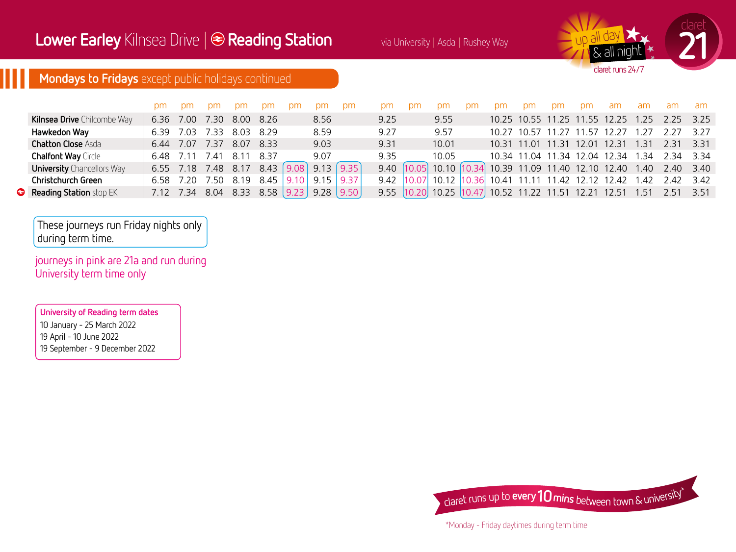# Lower Earley Kilnsea Drive | Reading Station

via University | Asda | Rushey Way

up all day & all night — claret runs 24/7

claret 21

## Mondays to Fridays except public holidays continued

| | pm | pm | pm | pm | pm | pm | pm | pm | pm | pm | pm | pm | pm | pm | pm | pm | am | am | am | am |
|---|---|---|---|---|---|---|---|---|---|---|---|---|---|---|---|---|---|---|---|---|
| **Kilnsea Drive** Chilcombe Way | 6.36 | 7.00 | 7.30 | 8.00 | 8.26 | | 8.56 | | 9.25 | | 9.55 | | 10.25 | 10.55 | 11.25 | 11.55 | 12.25 | 1.25 | 2.25 | 3.25 |
| **Hawkedon Way** | 6.39 | 7.03 | 7.33 | 8.03 | 8.29 | | 8.59 | | 9.27 | | 9.57 | | 10.27 | 10.57 | 11.27 | 11.57 | 12.27 | 1.27 | 2.27 | 3.27 |
| **Chatton Close** Asda | 6.44 | 7.07 | 7.37 | 8.07 | 8.33 | | 9.03 | | 9.31 | | 10.01 | | 10.31 | 11.01 | 11.31 | 12.01 | 12.31 | 1.31 | 2.31 | 3.31 |
| **Chalfont Way** Circle | 6.48 | 7.11 | 7.41 | 8.11 | 8.37 | | 9.07 | | 9.35 | | 10.05 | | 10.34 | 11.04 | 11.34 | 12.04 | 12.34 | 1.34 | 2.34 | 3.34 |
| **University** Chancellors Way | 6.55 | 7.18 | 7.48 | 8.17 | 8.43 | 9.08 | 9.13 | 9.35 | 9.40 | 10.05 | 10.10 | 10.34 | 10.39 | 11.09 | 11.40 | 12.10 | 12.40 | 1.40 | 2.40 | 3.40 |
| **Christchurch Green** | 6.58 | 7.20 | 7.50 | 8.19 | 8.45 | 9.10 | 9.15 | 9.37 | 9.42 | 10.07 | 10.12 | 10.36 | 10.41 | 11.11 | 11.42 | 12.12 | 12.42 | 1.42 | 2.42 | 3.42 |
| **Reading Station** stop EK | 7.12 | 7.34 | 8.04 | 8.33 | 8.58 | 9.23 | 9.28 | 9.50 | 9.55 | 10.20 | 10.25 | 10.47 | 10.52 | 11.22 | 11.51 | 12.21 | 12.51 | 1.51 | 2.51 | 3.51 |

These journeys run Friday nights only during term time.

journeys in pink are 21a and run during University term time only

**University of Reading term dates**
10 January - 25 March 2022
19 April - 10 June 2022
19 September - 9 December 2022

claret runs up to **every 10 mins** between town & university*

*Monday - Friday daytimes during term time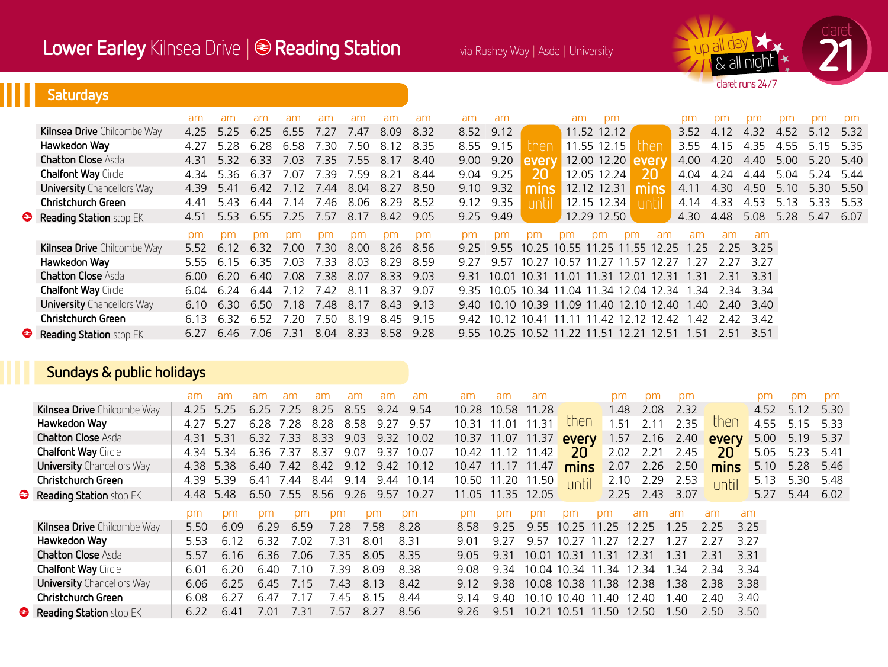# Lower Earley Kilnsea Drive | Reading Station

via Rushey Way | Asda | University

up all day & all night — claret runs 24/7

claret 21

## Saturdays

| | am | am | am | am | am | am | am | am | am | am | | am | pm | | pm | pm | pm | pm | pm | pm |
|---|---|---|---|---|---|---|---|---|---|---|---|---|---|---|---|---|---|---|---|---|
| **Kilnsea Drive** Chilcombe Way | 4.25 | 5.25 | 6.25 | 6.55 | 7.27 | 7.47 | 8.09 | 8.32 | 8.52 | 9.12 | then every 20 mins until | 11.52 | 12.12 | then every 20 mins until | 3.52 | 4.12 | 4.32 | 4.52 | 5.12 | 5.32 |
| **Hawkedon Way** | 4.27 | 5.28 | 6.28 | 6.58 | 7.30 | 7.50 | 8.12 | 8.35 | 8.55 | 9.15 | | 11.55 | 12.15 | | 3.55 | 4.15 | 4.35 | 4.55 | 5.15 | 5.35 |
| **Chatton Close** Asda | 4.31 | 5.32 | 6.33 | 7.03 | 7.35 | 7.55 | 8.17 | 8.40 | 9.00 | 9.20 | | 12.00 | 12.20 | | 4.00 | 4.20 | 4.40 | 5.00 | 5.20 | 5.40 |
| **Chalfont Way** Circle | 4.34 | 5.36 | 6.37 | 7.07 | 7.39 | 7.59 | 8.21 | 8.44 | 9.04 | 9.25 | | 12.05 | 12.24 | | 4.04 | 4.24 | 4.44 | 5.04 | 5.24 | 5.44 |
| **University** Chancellors Way | 4.39 | 5.41 | 6.42 | 7.12 | 7.44 | 8.04 | 8.27 | 8.50 | 9.10 | 9.32 | | 12.12 | 12.31 | | 4.11 | 4.30 | 4.50 | 5.10 | 5.30 | 5.50 |
| **Christchurch Green** | 4.41 | 5.43 | 6.44 | 7.14 | 7.46 | 8.06 | 8.29 | 8.52 | 9.12 | 9.35 | | 12.15 | 12.34 | | 4.14 | 4.33 | 4.53 | 5.13 | 5.33 | 5.53 |
| **Reading Station** stop EK | 4.51 | 5.53 | 6.55 | 7.25 | 7.57 | 8.17 | 8.42 | 9.05 | 9.25 | 9.49 | | 12.29 | 12.50 | | 4.30 | 4.48 | 5.08 | 5.28 | 5.47 | 6.07 |

| | pm | pm | pm | pm | pm | pm | pm | pm | pm | pm | pm | pm | pm | pm | am | am | am | am |
|---|---|---|---|---|---|---|---|---|---|---|---|---|---|---|---|---|---|---|
| **Kilnsea Drive** Chilcombe Way | 5.52 | 6.12 | 6.32 | 7.00 | 7.30 | 8.00 | 8.26 | 8.56 | 9.25 | 9.55 | 10.25 | 10.55 | 11.25 | 11.55 | 12.25 | 1.25 | 2.25 | 3.25 |
| **Hawkedon Way** | 5.55 | 6.15 | 6.35 | 7.03 | 7.33 | 8.03 | 8.29 | 8.59 | 9.27 | 9.57 | 10.27 | 10.57 | 11.27 | 11.57 | 12.27 | 1.27 | 2.27 | 3.27 |
| **Chatton Close** Asda | 6.00 | 6.20 | 6.40 | 7.08 | 7.38 | 8.07 | 8.33 | 9.03 | 9.31 | 10.01 | 10.31 | 11.01 | 11.31 | 12.01 | 12.31 | 1.31 | 2.31 | 3.31 |
| **Chalfont Way** Circle | 6.04 | 6.24 | 6.44 | 7.12 | 7.42 | 8.11 | 8.37 | 9.07 | 9.35 | 10.05 | 10.34 | 11.04 | 11.34 | 12.04 | 12.34 | 1.34 | 2.34 | 3.34 |
| **University** Chancellors Way | 6.10 | 6.30 | 6.50 | 7.18 | 7.48 | 8.17 | 8.43 | 9.13 | 9.40 | 10.10 | 10.39 | 11.09 | 11.40 | 12.10 | 12.40 | 1.40 | 2.40 | 3.40 |
| **Christchurch Green** | 6.13 | 6.32 | 6.52 | 7.20 | 7.50 | 8.19 | 8.45 | 9.15 | 9.42 | 10.12 | 10.41 | 11.11 | 11.42 | 12.12 | 12.42 | 1.42 | 2.42 | 3.42 |
| **Reading Station** stop EK | 6.27 | 6.46 | 7.06 | 7.31 | 8.04 | 8.33 | 8.58 | 9.28 | 9.55 | 10.25 | 10.52 | 11.22 | 11.51 | 12.21 | 12.51 | 1.51 | 2.51 | 3.51 |

## Sundays & public holidays

| | am | am | am | am | am | am | am | am | am | am | am | | pm | pm | pm | | pm | pm | pm |
|---|---|---|---|---|---|---|---|---|---|---|---|---|---|---|---|---|---|---|---|
| **Kilnsea Drive** Chilcombe Way | 4.25 | 5.25 | 6.25 | 7.25 | 8.25 | 8.55 | 9.24 | 9.54 | 10.28 | 10.58 | 11.28 | then every 20 mins until | 1.48 | 2.08 | 2.32 | then every 20 mins until | 4.52 | 5.12 | 5.30 |
| **Hawkedon Way** | 4.27 | 5.27 | 6.28 | 7.28 | 8.28 | 8.58 | 9.27 | 9.57 | 10.31 | 11.01 | 11.31 | | 1.51 | 2.11 | 2.35 | | 4.55 | 5.15 | 5.33 |
| **Chatton Close** Asda | 4.31 | 5.31 | 6.32 | 7.33 | 8.33 | 9.03 | 9.32 | 10.02 | 10.37 | 11.07 | 11.37 | | 1.57 | 2.16 | 2.40 | | 5.00 | 5.19 | 5.37 |
| **Chalfont Way** Circle | 4.34 | 5.34 | 6.36 | 7.37 | 8.37 | 9.07 | 9.37 | 10.07 | 10.42 | 11.12 | 11.42 | | 2.02 | 2.21 | 2.45 | | 5.05 | 5.23 | 5.41 |
| **University** Chancellors Way | 4.38 | 5.38 | 6.40 | 7.42 | 8.42 | 9.12 | 9.42 | 10.12 | 10.47 | 11.17 | 11.47 | | 2.07 | 2.26 | 2.50 | | 5.10 | 5.28 | 5.46 |
| **Christchurch Green** | 4.39 | 5.39 | 6.41 | 7.44 | 8.44 | 9.14 | 9.44 | 10.14 | 10.50 | 11.20 | 11.50 | | 2.10 | 2.29 | 2.53 | | 5.13 | 5.30 | 5.48 |
| **Reading Station** stop EK | 4.48 | 5.48 | 6.50 | 7.55 | 8.56 | 9.26 | 9.57 | 10.27 | 11.05 | 11.35 | 12.05 | | 2.25 | 2.43 | 3.07 | | 5.27 | 5.44 | 6.02 |

| | pm | pm | pm | pm | pm | pm | pm | pm | pm | pm | pm | pm | am | am | am | am |
|---|---|---|---|---|---|---|---|---|---|---|---|---|---|---|---|---|
| **Kilnsea Drive** Chilcombe Way | 5.50 | 6.09 | 6.29 | 6.59 | 7.28 | 7.58 | 8.28 | 8.58 | 9.25 | 9.55 | 10.25 | 11.25 | 12.25 | 1.25 | 2.25 | 3.25 |
| **Hawkedon Way** | 5.53 | 6.12 | 6.32 | 7.02 | 7.31 | 8.01 | 8.31 | 9.01 | 9.27 | 9.57 | 10.27 | 11.27 | 12.27 | 1.27 | 2.27 | 3.27 |
| **Chatton Close** Asda | 5.57 | 6.16 | 6.36 | 7.06 | 7.35 | 8.05 | 8.35 | 9.05 | 9.31 | 10.01 | 10.31 | 11.31 | 12.31 | 1.31 | 2.31 | 3.31 |
| **Chalfont Way** Circle | 6.01 | 6.20 | 6.40 | 7.10 | 7.39 | 8.09 | 8.38 | 9.08 | 9.34 | 10.04 | 10.34 | 11.34 | 12.34 | 1.34 | 2.34 | 3.34 |
| **University** Chancellors Way | 6.06 | 6.25 | 6.45 | 7.15 | 7.43 | 8.13 | 8.42 | 9.12 | 9.38 | 10.08 | 10.38 | 11.38 | 12.38 | 1.38 | 2.38 | 3.38 |
| **Christchurch Green** | 6.08 | 6.27 | 6.47 | 7.17 | 7.45 | 8.15 | 8.44 | 9.14 | 9.40 | 10.10 | 10.40 | 11.40 | 12.40 | 1.40 | 2.40 | 3.40 |
| **Reading Station** stop EK | 6.22 | 6.41 | 7.01 | 7.31 | 7.57 | 8.27 | 8.56 | 9.26 | 9.51 | 10.21 | 10.51 | 11.50 | 12.50 | 1.50 | 2.50 | 3.50 |